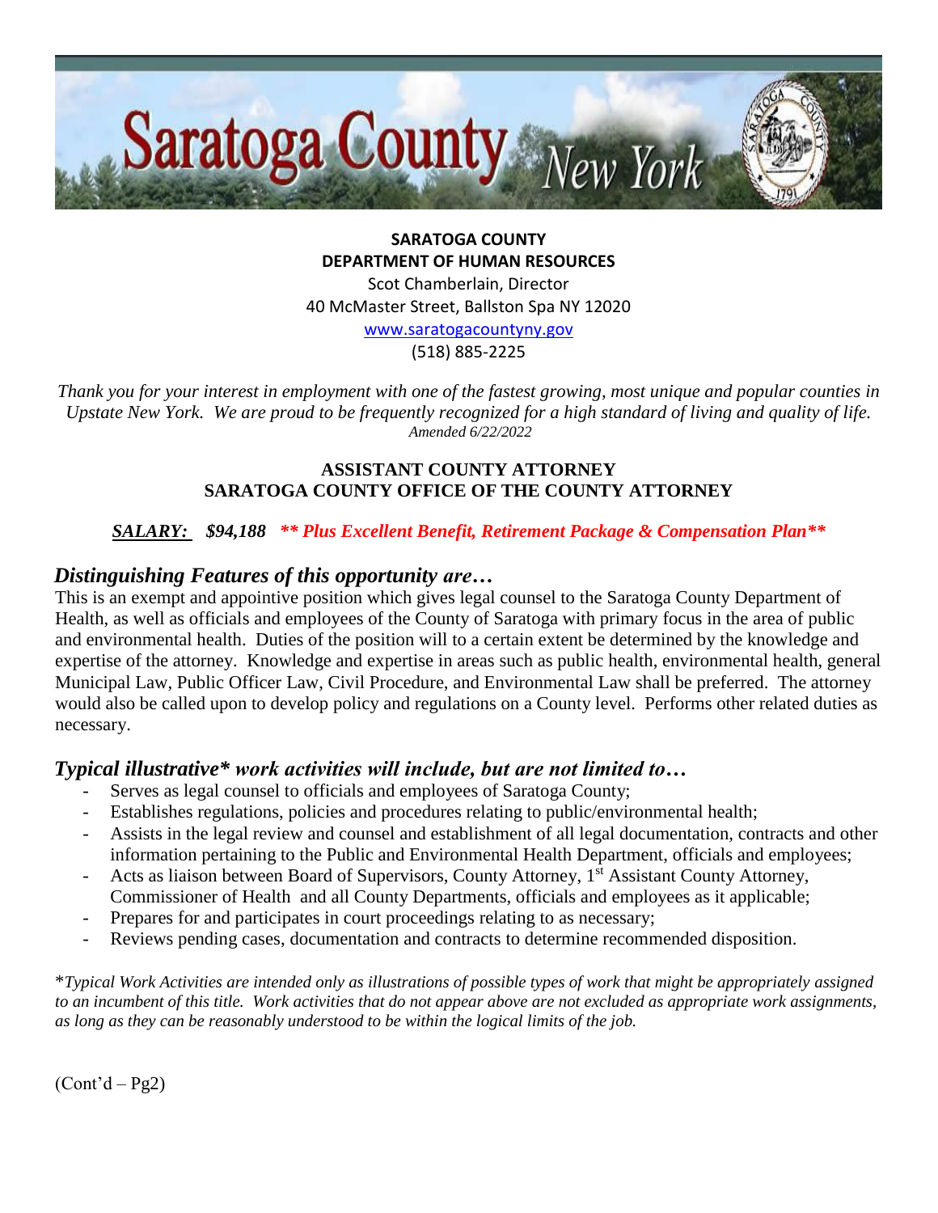# Saratoga County New York

**SARATOGA COUNTY**
**DEPARTMENT OF HUMAN RESOURCES**
Scot Chamberlain, Director
40 McMaster Street, Ballston Spa NY 12020
www.saratogacountyny.gov
(518) 885-2225

*Thank you for your interest in employment with one of the fastest growing, most unique and popular counties in Upstate New York. We are proud to be frequently recognized for a high standard of living and quality of life.*
*Amended 6/22/2022*

## ASSISTANT COUNTY ATTORNEY
## SARATOGA COUNTY OFFICE OF THE COUNTY ATTORNEY

***SALARY:*** ***$94,188*** ***\*\* Plus Excellent Benefit, Retirement Package & Compensation Plan\*\****

### *Distinguishing Features of this opportunity are…*

This is an exempt and appointive position which gives legal counsel to the Saratoga County Department of Health, as well as officials and employees of the County of Saratoga with primary focus in the area of public and environmental health. Duties of the position will to a certain extent be determined by the knowledge and expertise of the attorney. Knowledge and expertise in areas such as public health, environmental health, general Municipal Law, Public Officer Law, Civil Procedure, and Environmental Law shall be preferred. The attorney would also be called upon to develop policy and regulations on a County level. Performs other related duties as necessary.

### *Typical illustrative\* work activities will include, but are not limited to…*

- Serves as legal counsel to officials and employees of Saratoga County;
- Establishes regulations, policies and procedures relating to public/environmental health;
- Assists in the legal review and counsel and establishment of all legal documentation, contracts and other information pertaining to the Public and Environmental Health Department, officials and employees;
- Acts as liaison between Board of Supervisors, County Attorney, 1st Assistant County Attorney, Commissioner of Health and all County Departments, officials and employees as it applicable;
- Prepares for and participates in court proceedings relating to as necessary;
- Reviews pending cases, documentation and contracts to determine recommended disposition.

\**Typical Work Activities are intended only as illustrations of possible types of work that might be appropriately assigned to an incumbent of this title. Work activities that do not appear above are not excluded as appropriate work assignments, as long as they can be reasonably understood to be within the logical limits of the job.*

(Cont'd – Pg2)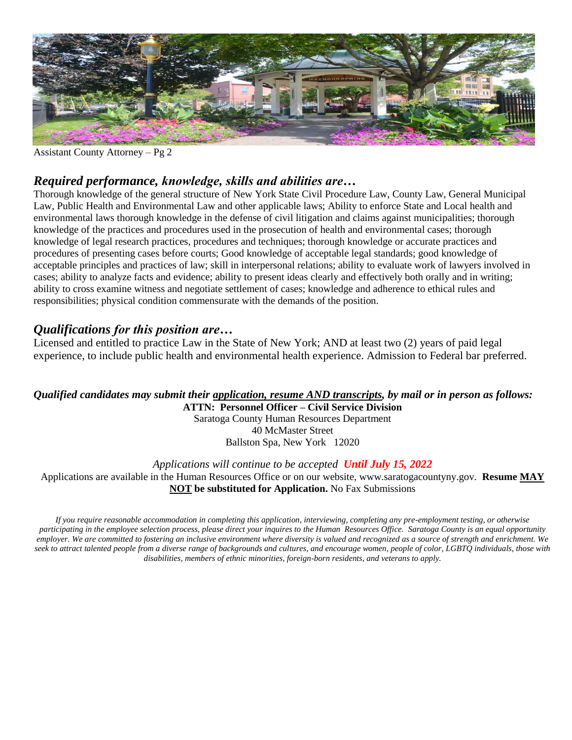Assistant County Attorney – Pg 2

## *Required performance, knowledge, skills and abilities are…*

Thorough knowledge of the general structure of New York State Civil Procedure Law, County Law, General Municipal Law, Public Health and Environmental Law and other applicable laws; Ability to enforce State and Local health and environmental laws thorough knowledge in the defense of civil litigation and claims against municipalities; thorough knowledge of the practices and procedures used in the prosecution of health and environmental cases; thorough knowledge of legal research practices, procedures and techniques; thorough knowledge or accurate practices and procedures of presenting cases before courts; Good knowledge of acceptable legal standards; good knowledge of acceptable principles and practices of law; skill in interpersonal relations; ability to evaluate work of lawyers involved in cases; ability to analyze facts and evidence; ability to present ideas clearly and effectively both orally and in writing; ability to cross examine witness and negotiate settlement of cases; knowledge and adherence to ethical rules and responsibilities; physical condition commensurate with the demands of the position.

## *Qualifications for this position are…*

Licensed and entitled to practice Law in the State of New York; AND at least two (2) years of paid legal experience, to include public health and environmental health experience. Admission to Federal bar preferred.

***Qualified candidates may submit their application, resume AND transcripts, by mail or in person as follows:***

**ATTN: Personnel Officer – Civil Service Division**
Saratoga County Human Resources Department
40 McMaster Street
Ballston Spa, New York 12020

*Applications will continue to be accepted* ***Until July 15, 2022***

Applications are available in the Human Resources Office or on our website, www.saratogacountyny.gov. **Resume MAY NOT be substituted for Application.** No Fax Submissions

*If you require reasonable accommodation in completing this application, interviewing, completing any pre-employment testing, or otherwise participating in the employee selection process, please direct your inquires to the Human Resources Office. Saratoga County is an equal opportunity employer. We are committed to fostering an inclusive environment where diversity is valued and recognized as a source of strength and enrichment. We seek to attract talented people from a diverse range of backgrounds and cultures, and encourage women, people of color, LGBTQ individuals, those with disabilities, members of ethnic minorities, foreign-born residents, and veterans to apply.*